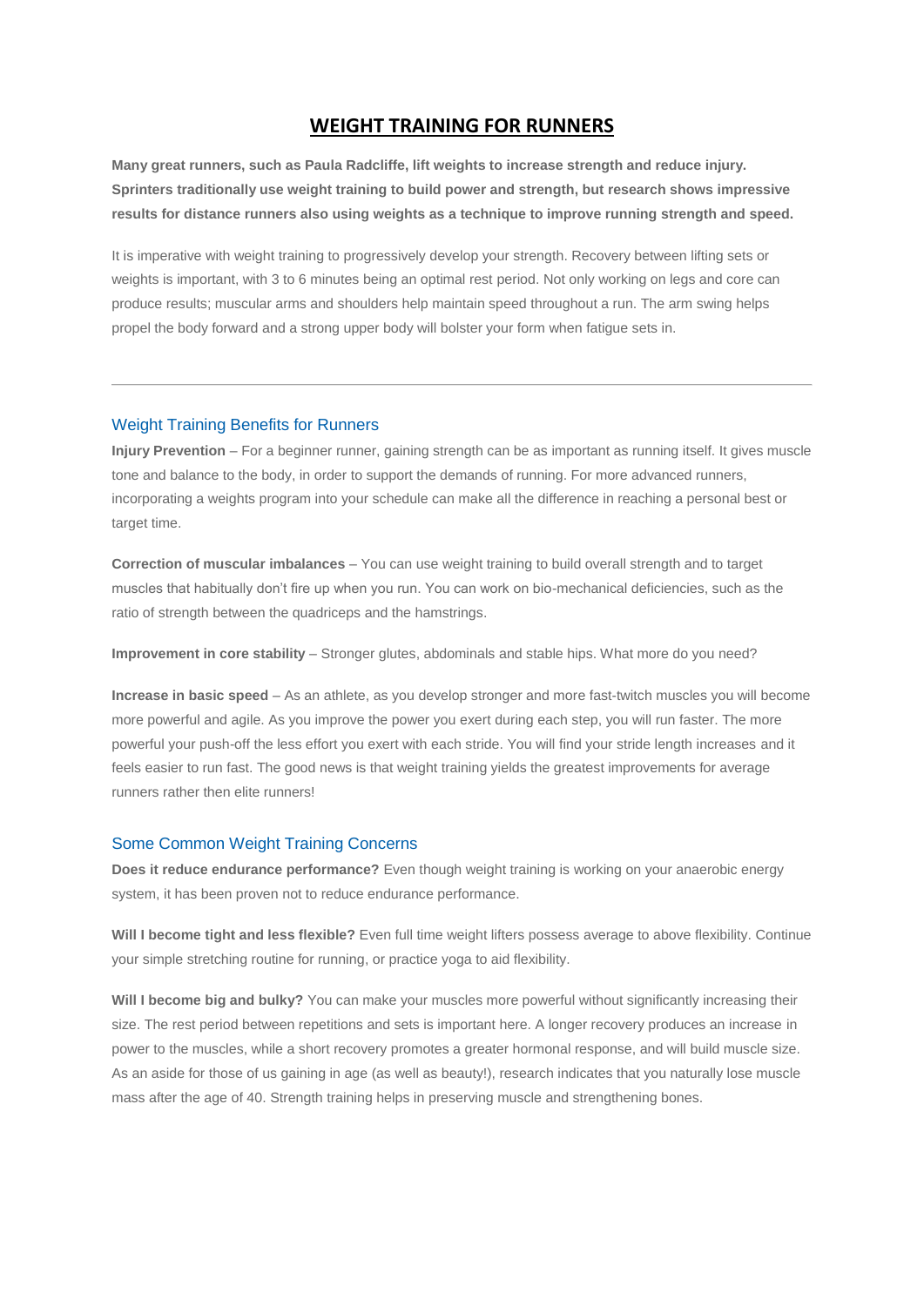# WEIGHT TRAINING FOR RUNNERS

**Many great runners, such as Paula Radcliffe, lift weights to increase strength and reduce injury. Sprinters traditionally use weight training to build power and strength, but research shows impressive results for distance runners also using weights as a technique to improve running strength and speed.**

It is imperative with weight training to progressively develop your strength. Recovery between lifting sets or weights is important, with 3 to 6 minutes being an optimal rest period. Not only working on legs and core can produce results; muscular arms and shoulders help maintain speed throughout a run. The arm swing helps propel the body forward and a strong upper body will bolster your form when fatigue sets in.

---

## Weight Training Benefits for Runners

**Injury Prevention** – For a beginner runner, gaining strength can be as important as running itself. It gives muscle tone and balance to the body, in order to support the demands of running. For more advanced runners, incorporating a weights program into your schedule can make all the difference in reaching a personal best or target time.

**Correction of muscular imbalances** – You can use weight training to build overall strength and to target muscles that habitually don't fire up when you run. You can work on bio-mechanical deficiencies, such as the ratio of strength between the quadriceps and the hamstrings.

**Improvement in core stability** – Stronger glutes, abdominals and stable hips. What more do you need?

**Increase in basic speed** – As an athlete, as you develop stronger and more fast-twitch muscles you will become more powerful and agile. As you improve the power you exert during each step, you will run faster. The more powerful your push-off the less effort you exert with each stride. You will find your stride length increases and it feels easier to run fast. The good news is that weight training yields the greatest improvements for average runners rather then elite runners!

## Some Common Weight Training Concerns

**Does it reduce endurance performance?** Even though weight training is working on your anaerobic energy system, it has been proven not to reduce endurance performance.

**Will I become tight and less flexible?** Even full time weight lifters possess average to above flexibility. Continue your simple stretching routine for running, or practice yoga to aid flexibility.

**Will I become big and bulky?** You can make your muscles more powerful without significantly increasing their size. The rest period between repetitions and sets is important here. A longer recovery produces an increase in power to the muscles, while a short recovery promotes a greater hormonal response, and will build muscle size. As an aside for those of us gaining in age (as well as beauty!), research indicates that you naturally lose muscle mass after the age of 40. Strength training helps in preserving muscle and strengthening bones.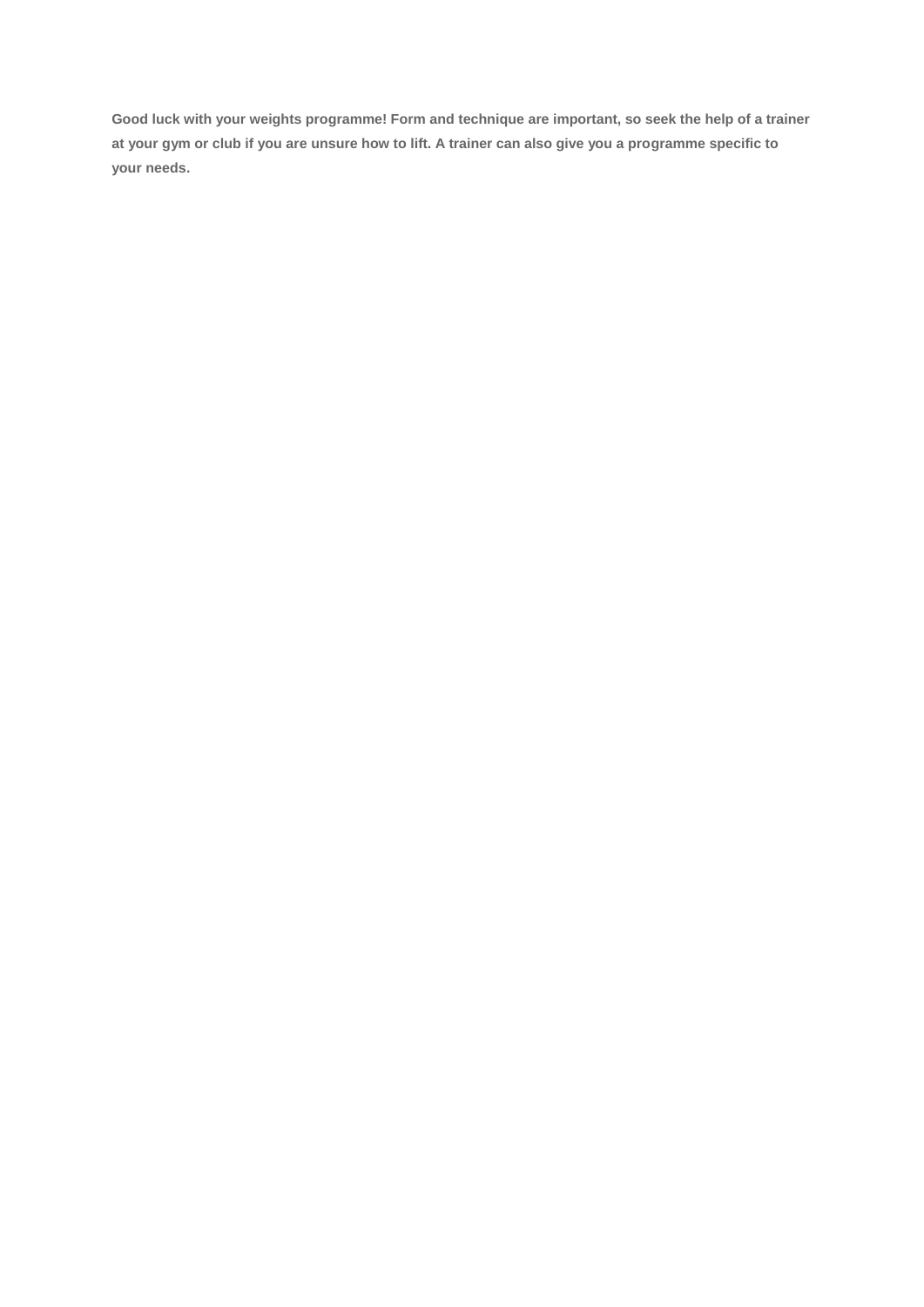**Good luck with your weights programme! Form and technique are important, so seek the help of a trainer at your gym or club if you are unsure how to lift. A trainer can also give you a programme specific to your needs.**